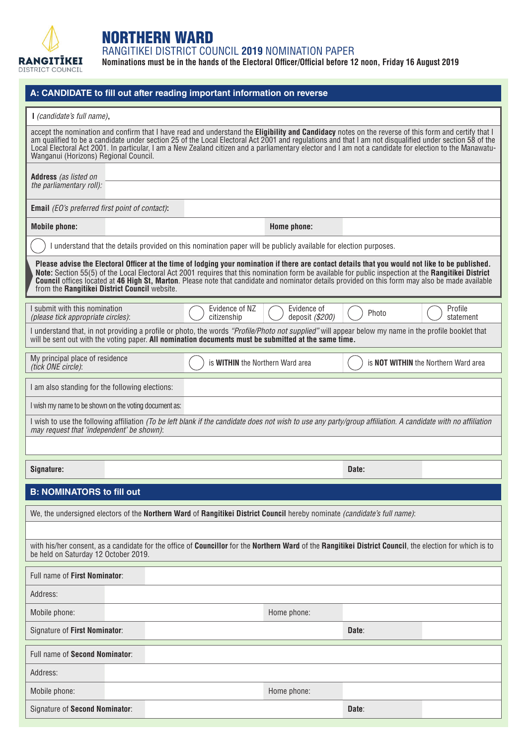RANGITĪKEI DISTRICT COUNCIL

# NORTHERN WARD

## RANGITIKEI DISTRICT COUNCIL **2019** NOMINATION PAPER

**Nominations must be in the hands of the Electoral Officer/Official before 12 noon, Friday 16 August 2019**

### A: CANDIDATE to fill out after reading important information on reverse

I *(candidate's full name)*,

accept the nomination and confirm that I have read and understand the **Eligibility and Candidacy** notes on the reverse of this form and certify that I am qualified to be a candidate under section 25 of the Local Electoral Act 2001 and regulations and that I am not disqualified under section 58 of the Local Electoral Act 2001. In particular, I am a New Zealand citizen and a parliamentary elector and I am not a candidate for election to the Manawatu-Wanganui (Horizons) Regional Council.

| | |
|---|---|
| **Address** *(as listed on the parliamentary roll)*: | |
| **Email** *(EO's preferred first point of contact)*: | |

| | | | |
|---|---|---|---|
| **Mobile phone:** | | **Home phone:** | |

◯ I understand that the details provided on this nomination paper will be publicly available for election purposes.

**Please advise the Electoral Officer at the time of lodging your nomination if there are contact details that you would not like to be published.**
**Note:** Section 55(5) of the Local Electoral Act 2001 requires that this nomination form be available for public inspection at the **Rangitikei District Council** offices located at **46 High St, Marton**. Please note that candidate and nominator details provided on this form may also be made available from the **Rangitikei District Council** website.

| | | | | |
|---|---|---|---|---|
| I submit with this nomination *(please tick appropriate circles)*: | ◯ Evidence of NZ citizenship | ◯ Evidence of deposit *($200)* | ◯ Photo | ◯ Profile statement |

I understand that, in not providing a profile or photo, the words *"Profile/Photo not supplied"* will appear below my name in the profile booklet that will be sent out with the voting paper. **All nomination documents must be submitted at the same time.**

| | | |
|---|---|---|
| My principal place of residence *(tick ONE circle)*: | ◯ is **WITHIN** the Northern Ward area | ◯ is **NOT WITHIN** the Northern Ward area |

| | |
|---|---|
| I am also standing for the following elections: | |
| I wish my name to be shown on the voting document as: | |

I wish to use the following affiliation *(To be left blank if the candidate does not wish to use any party/group affiliation. A candidate with no affiliation may request that 'independent' be shown)*:

| | | | |
|---|---|---|---|
| **Signature:** | | **Date:** | |

### B: NOMINATORS to fill out

We, the undersigned electors of the **Northern Ward** of **Rangitikei District Council** hereby nominate *(candidate's full name)*:

with his/her consent, as a candidate for the office of **Councillor** for the **Northern Ward** of the **Rangitikei District Council**, the election for which is to be held on Saturday 12 October 2019.

| | | | |
|---|---|---|---|
| Full name of **First Nominator**: | | | |
| Address: | | | |
| Mobile phone: | | Home phone: | |
| Signature of **First Nominator**: | | **Date**: | |

| | | | |
|---|---|---|---|
| Full name of **Second Nominator**: | | | |
| Address: | | | |
| Mobile phone: | | Home phone: | |
| Signature of **Second Nominator**: | | **Date**: | |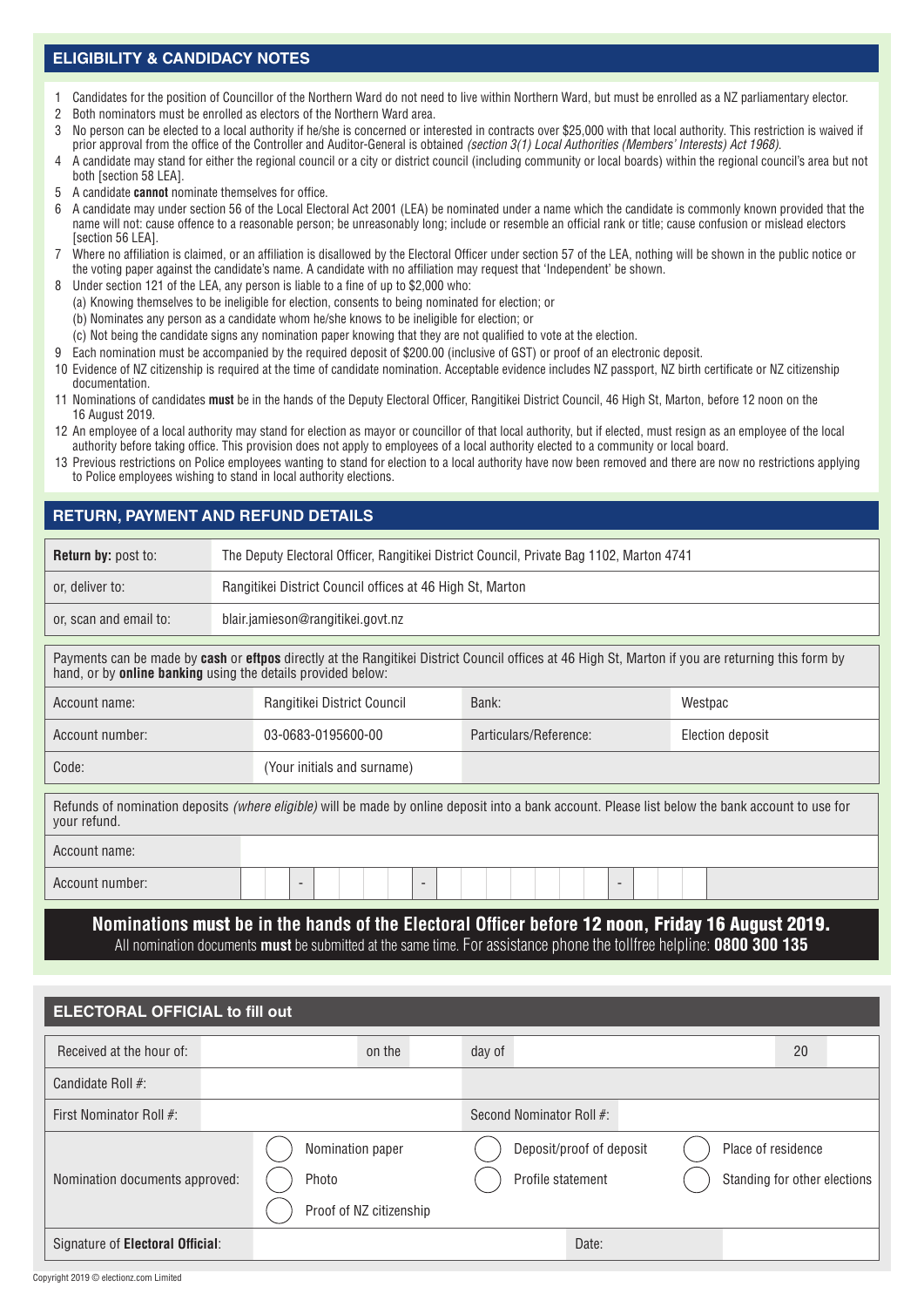## ELIGIBILITY & CANDIDACY NOTES

1. Candidates for the position of Councillor of the Northern Ward do not need to live within Northern Ward, but must be enrolled as a NZ parliamentary elector.
2. Both nominators must be enrolled as electors of the Northern Ward area.
3. No person can be elected to a local authority if he/she is concerned or interested in contracts over $25,000 with that local authority. This restriction is waived if prior approval from the office of the Controller and Auditor-General is obtained *(section 3(1) Local Authorities (Members' Interests) Act 1968).*
4. A candidate may stand for either the regional council or a city or district council (including community or local boards) within the regional council's area but not both [section 58 LEA].
5. A candidate **cannot** nominate themselves for office.
6. A candidate may under section 56 of the Local Electoral Act 2001 (LEA) be nominated under a name which the candidate is commonly known provided that the name will not: cause offence to a reasonable person; be unreasonably long; include or resemble an official rank or title; cause confusion or mislead electors [section 56 LEA].
7. Where no affiliation is claimed, or an affiliation is disallowed by the Electoral Officer under section 57 of the LEA, nothing will be shown in the public notice or the voting paper against the candidate's name. A candidate with no affiliation may request that 'Independent' be shown.
8. Under section 121 of the LEA, any person is liable to a fine of up to $2,000 who:
   (a) Knowing themselves to be ineligible for election, consents to being nominated for election; or
   (b) Nominates any person as a candidate whom he/she knows to be ineligible for election; or
   (c) Not being the candidate signs any nomination paper knowing that they are not qualified to vote at the election.
9. Each nomination must be accompanied by the required deposit of $200.00 (inclusive of GST) or proof of an electronic deposit.
10. Evidence of NZ citizenship is required at the time of candidate nomination. Acceptable evidence includes NZ passport, NZ birth certificate or NZ citizenship documentation.
11. Nominations of candidates **must** be in the hands of the Deputy Electoral Officer, Rangitikei District Council, 46 High St, Marton, before 12 noon on the 16 August 2019.
12. An employee of a local authority may stand for election as mayor or councillor of that local authority, but if elected, must resign as an employee of the local authority before taking office. This provision does not apply to employees of a local authority elected to a community or local board.
13. Previous restrictions on Police employees wanting to stand for election to a local authority have now been removed and there are now no restrictions applying to Police employees wishing to stand in local authority elections.

## RETURN, PAYMENT AND REFUND DETAILS

| | |
|---|---|
| **Return by:** post to: | The Deputy Electoral Officer, Rangitikei District Council, Private Bag 1102, Marton 4741 |
| or, deliver to: | Rangitikei District Council offices at 46 High St, Marton |
| or, scan and email to: | blair.jamieson@rangitikei.govt.nz |

Payments can be made by **cash** or **eftpos** directly at the Rangitikei District Council offices at 46 High St, Marton if you are returning this form by hand, or by **online banking** using the details provided below:

| | | | |
|---|---|---|---|
| Account name: | Rangitikei District Council | Bank: | Westpac |
| Account number: | 03-0683-0195600-00 | Particulars/Reference: | Election deposit |
| Code: | (Your initials and surname) | | |

Refunds of nomination deposits *(where eligible)* will be made by online deposit into a bank account. Please list below the bank account to use for your refund.

| | |
|---|---|
| Account name: | |
| Account number: | __ - ______ - _______ - ___ |

**Nominations must be in the hands of the Electoral Officer before 12 noon, Friday 16 August 2019.**
All nomination documents **must** be submitted at the same time. For assistance phone the tollfree helpline: **0800 300 135**

## ELECTORAL OFFICIAL to fill out

| | | | | | |
|---|---|---|---|---|---|
| Received at the hour of: | | on the | | day of | 20 |
| Candidate Roll #: | | | | | |
| First Nominator Roll #: | | | Second Nominator Roll #: | | |

Nomination documents approved:

- ◯ Nomination paper
- ◯ Photo
- ◯ Proof of NZ citizenship
- ◯ Deposit/proof of deposit
- ◯ Profile statement
- ◯ Place of residence
- ◯ Standing for other elections

| | | | |
|---|---|---|---|
| Signature of **Electoral Official**: | | Date: | |

Copyright 2019 © electionz.com Limited